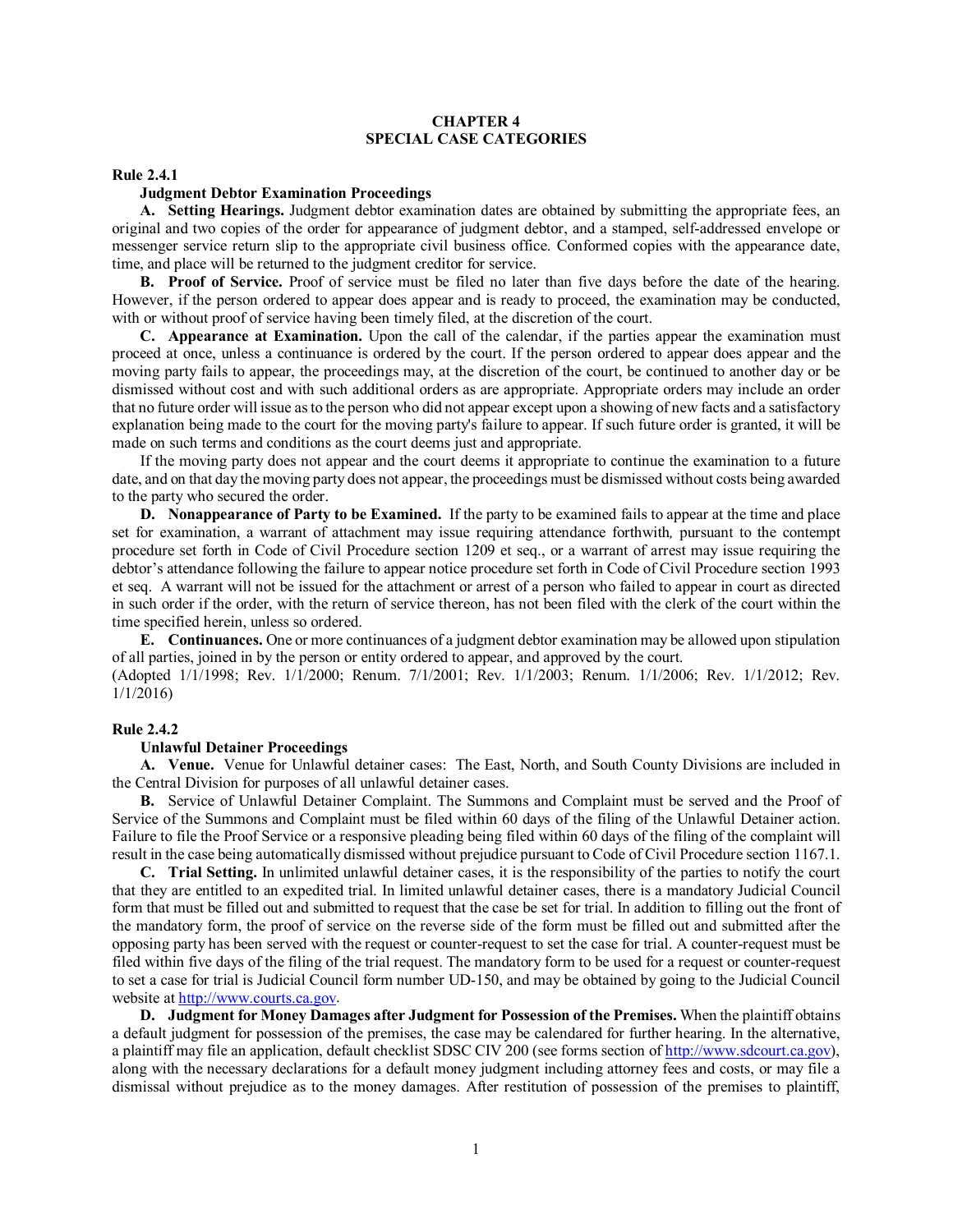# CHAPTER 4
# SPECIAL CASE CATEGORIES

### Rule 2.4.1

**Judgment Debtor Examination Proceedings**

**A. Setting Hearings.** Judgment debtor examination dates are obtained by submitting the appropriate fees, an original and two copies of the order for appearance of judgment debtor, and a stamped, self-addressed envelope or messenger service return slip to the appropriate civil business office. Conformed copies with the appearance date, time, and place will be returned to the judgment creditor for service.

**B. Proof of Service.** Proof of service must be filed no later than five days before the date of the hearing. However, if the person ordered to appear does appear and is ready to proceed, the examination may be conducted, with or without proof of service having been timely filed, at the discretion of the court.

**C. Appearance at Examination.** Upon the call of the calendar, if the parties appear the examination must proceed at once, unless a continuance is ordered by the court. If the person ordered to appear does appear and the moving party fails to appear, the proceedings may, at the discretion of the court, be continued to another day or be dismissed without cost and with such additional orders as are appropriate. Appropriate orders may include an order that no future order will issue as to the person who did not appear except upon a showing of new facts and a satisfactory explanation being made to the court for the moving party's failure to appear. If such future order is granted, it will be made on such terms and conditions as the court deems just and appropriate.

If the moving party does not appear and the court deems it appropriate to continue the examination to a future date, and on that day the moving party does not appear, the proceedings must be dismissed without costs being awarded to the party who secured the order.

**D. Nonappearance of Party to be Examined.** If the party to be examined fails to appear at the time and place set for examination, a warrant of attachment may issue requiring attendance forthwith*,* pursuant to the contempt procedure set forth in Code of Civil Procedure section 1209 et seq., or a warrant of arrest may issue requiring the debtor's attendance following the failure to appear notice procedure set forth in Code of Civil Procedure section 1993 et seq. A warrant will not be issued for the attachment or arrest of a person who failed to appear in court as directed in such order if the order, with the return of service thereon, has not been filed with the clerk of the court within the time specified herein, unless so ordered.

**E. Continuances.** One or more continuances of a judgment debtor examination may be allowed upon stipulation of all parties, joined in by the person or entity ordered to appear, and approved by the court.

(Adopted 1/1/1998; Rev. 1/1/2000; Renum. 7/1/2001; Rev. 1/1/2003; Renum. 1/1/2006; Rev. 1/1/2012; Rev. 1/1/2016)

### Rule 2.4.2

**Unlawful Detainer Proceedings**

**A. Venue.** Venue for Unlawful detainer cases: The East, North, and South County Divisions are included in the Central Division for purposes of all unlawful detainer cases.

**B.** Service of Unlawful Detainer Complaint. The Summons and Complaint must be served and the Proof of Service of the Summons and Complaint must be filed within 60 days of the filing of the Unlawful Detainer action. Failure to file the Proof Service or a responsive pleading being filed within 60 days of the filing of the complaint will result in the case being automatically dismissed without prejudice pursuant to Code of Civil Procedure section 1167.1.

**C. Trial Setting.** In unlimited unlawful detainer cases, it is the responsibility of the parties to notify the court that they are entitled to an expedited trial. In limited unlawful detainer cases, there is a mandatory Judicial Council form that must be filled out and submitted to request that the case be set for trial. In addition to filling out the front of the mandatory form, the proof of service on the reverse side of the form must be filled out and submitted after the opposing party has been served with the request or counter-request to set the case for trial. A counter-request must be filed within five days of the filing of the trial request. The mandatory form to be used for a request or counter-request to set a case for trial is Judicial Council form number UD-150, and may be obtained by going to the Judicial Council website at http://www.courts.ca.gov.

**D. Judgment for Money Damages after Judgment for Possession of the Premises.** When the plaintiff obtains a default judgment for possession of the premises, the case may be calendared for further hearing. In the alternative, a plaintiff may file an application, default checklist SDSC CIV 200 (see forms section of http://www.sdcourt.ca.gov), along with the necessary declarations for a default money judgment including attorney fees and costs, or may file a dismissal without prejudice as to the money damages. After restitution of possession of the premises to plaintiff,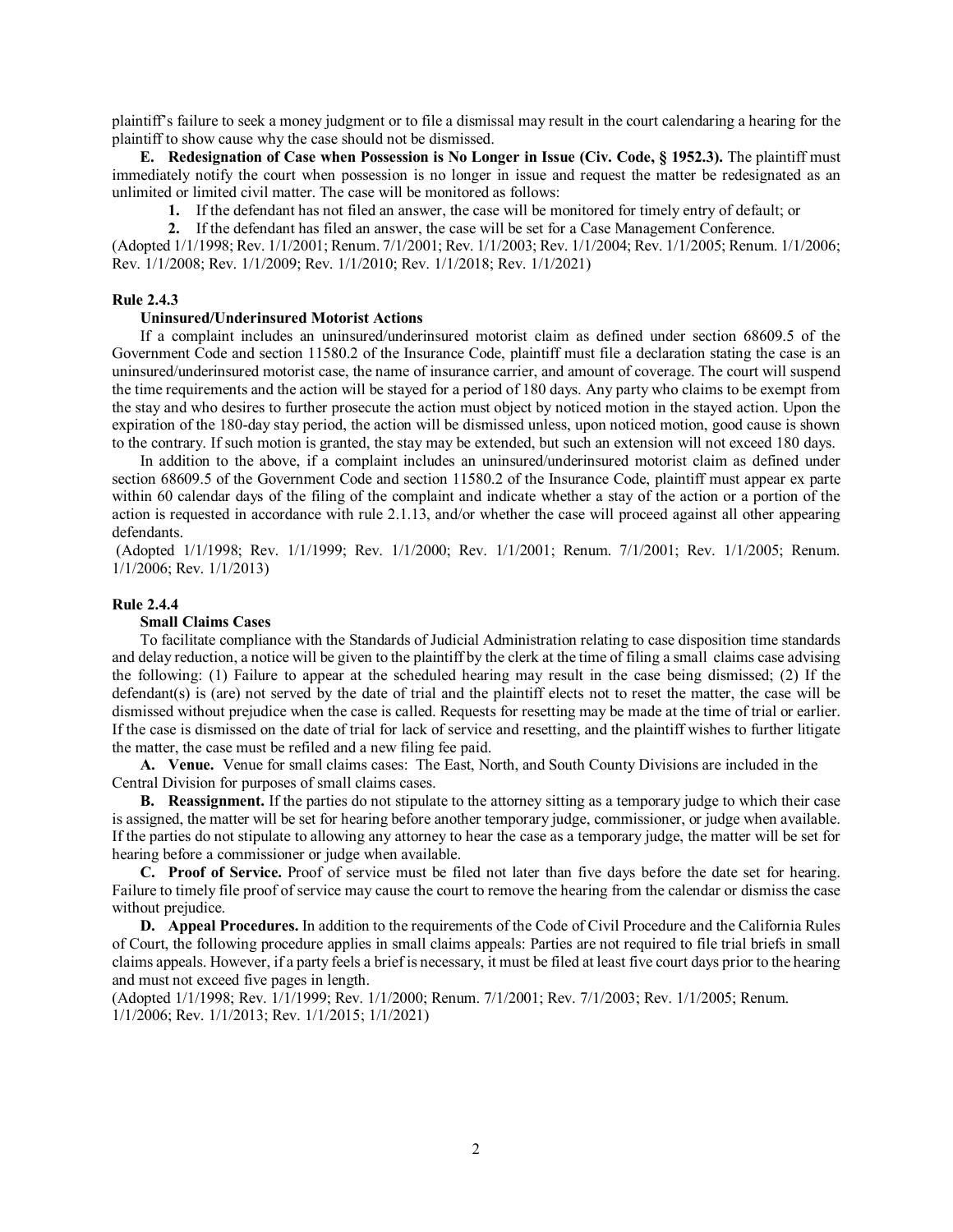plaintiff's failure to seek a money judgment or to file a dismissal may result in the court calendaring a hearing for the plaintiff to show cause why the case should not be dismissed.

**E. Redesignation of Case when Possession is No Longer in Issue (Civ. Code, § 1952.3).** The plaintiff must immediately notify the court when possession is no longer in issue and request the matter be redesignated as an unlimited or limited civil matter. The case will be monitored as follows:

**1.** If the defendant has not filed an answer, the case will be monitored for timely entry of default; or

**2.** If the defendant has filed an answer, the case will be set for a Case Management Conference.

(Adopted 1/1/1998; Rev. 1/1/2001; Renum. 7/1/2001; Rev. 1/1/2003; Rev. 1/1/2004; Rev. 1/1/2005; Renum. 1/1/2006; Rev. 1/1/2008; Rev. 1/1/2009; Rev. 1/1/2010; Rev. 1/1/2018; Rev. 1/1/2021)

**Rule 2.4.3**

**Uninsured/Underinsured Motorist Actions**

If a complaint includes an uninsured/underinsured motorist claim as defined under section 68609.5 of the Government Code and section 11580.2 of the Insurance Code, plaintiff must file a declaration stating the case is an uninsured/underinsured motorist case, the name of insurance carrier, and amount of coverage. The court will suspend the time requirements and the action will be stayed for a period of 180 days. Any party who claims to be exempt from the stay and who desires to further prosecute the action must object by noticed motion in the stayed action. Upon the expiration of the 180-day stay period, the action will be dismissed unless, upon noticed motion, good cause is shown to the contrary. If such motion is granted, the stay may be extended, but such an extension will not exceed 180 days.

In addition to the above, if a complaint includes an uninsured/underinsured motorist claim as defined under section 68609.5 of the Government Code and section 11580.2 of the Insurance Code, plaintiff must appear ex parte within 60 calendar days of the filing of the complaint and indicate whether a stay of the action or a portion of the action is requested in accordance with rule 2.1.13, and/or whether the case will proceed against all other appearing defendants.

(Adopted 1/1/1998; Rev. 1/1/1999; Rev. 1/1/2000; Rev. 1/1/2001; Renum. 7/1/2001; Rev. 1/1/2005; Renum. 1/1/2006; Rev. 1/1/2013)

**Rule 2.4.4**

**Small Claims Cases**

To facilitate compliance with the Standards of Judicial Administration relating to case disposition time standards and delay reduction, a notice will be given to the plaintiff by the clerk at the time of filing a small claims case advising the following: (1) Failure to appear at the scheduled hearing may result in the case being dismissed; (2) If the defendant(s) is (are) not served by the date of trial and the plaintiff elects not to reset the matter, the case will be dismissed without prejudice when the case is called. Requests for resetting may be made at the time of trial or earlier. If the case is dismissed on the date of trial for lack of service and resetting, and the plaintiff wishes to further litigate the matter, the case must be refiled and a new filing fee paid.

**A. Venue.** Venue for small claims cases: The East, North, and South County Divisions are included in the Central Division for purposes of small claims cases.

**B. Reassignment.** If the parties do not stipulate to the attorney sitting as a temporary judge to which their case is assigned, the matter will be set for hearing before another temporary judge, commissioner, or judge when available. If the parties do not stipulate to allowing any attorney to hear the case as a temporary judge, the matter will be set for hearing before a commissioner or judge when available.

**C. Proof of Service.** Proof of service must be filed not later than five days before the date set for hearing. Failure to timely file proof of service may cause the court to remove the hearing from the calendar or dismiss the case without prejudice.

**D. Appeal Procedures.** In addition to the requirements of the Code of Civil Procedure and the California Rules of Court, the following procedure applies in small claims appeals: Parties are not required to file trial briefs in small claims appeals. However, if a party feels a brief is necessary, it must be filed at least five court days prior to the hearing and must not exceed five pages in length.

(Adopted 1/1/1998; Rev. 1/1/1999; Rev. 1/1/2000; Renum. 7/1/2001; Rev. 7/1/2003; Rev. 1/1/2005; Renum. 1/1/2006; Rev. 1/1/2013; Rev. 1/1/2015; 1/1/2021)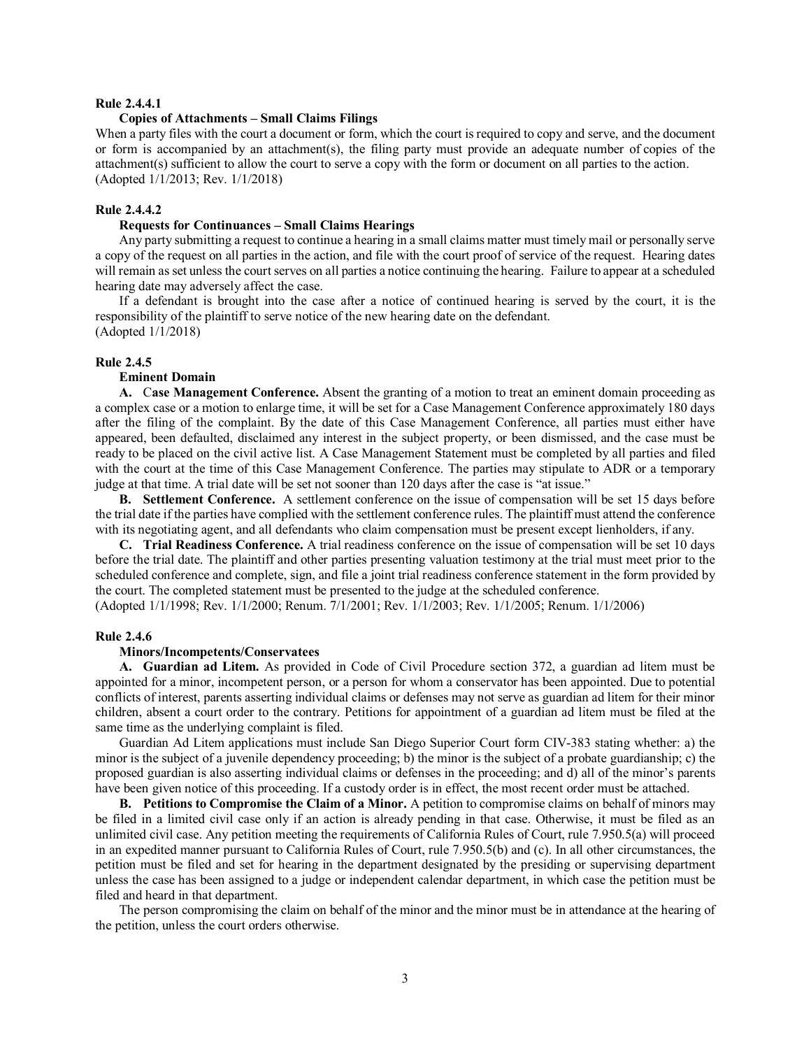**Rule 2.4.4.1**

**Copies of Attachments – Small Claims Filings**

When a party files with the court a document or form, which the court is required to copy and serve, and the document or form is accompanied by an attachment(s), the filing party must provide an adequate number of copies of the attachment(s) sufficient to allow the court to serve a copy with the form or document on all parties to the action.
(Adopted 1/1/2013; Rev. 1/1/2018)

**Rule 2.4.4.2**

**Requests for Continuances – Small Claims Hearings**

Any party submitting a request to continue a hearing in a small claims matter must timely mail or personally serve a copy of the request on all parties in the action, and file with the court proof of service of the request. Hearing dates will remain as set unless the court serves on all parties a notice continuing the hearing. Failure to appear at a scheduled hearing date may adversely affect the case.

If a defendant is brought into the case after a notice of continued hearing is served by the court, it is the responsibility of the plaintiff to serve notice of the new hearing date on the defendant.
(Adopted 1/1/2018)

**Rule 2.4.5**

**Eminent Domain**

**A. Case Management Conference.** Absent the granting of a motion to treat an eminent domain proceeding as a complex case or a motion to enlarge time, it will be set for a Case Management Conference approximately 180 days after the filing of the complaint. By the date of this Case Management Conference, all parties must either have appeared, been defaulted, disclaimed any interest in the subject property, or been dismissed, and the case must be ready to be placed on the civil active list. A Case Management Statement must be completed by all parties and filed with the court at the time of this Case Management Conference. The parties may stipulate to ADR or a temporary judge at that time. A trial date will be set not sooner than 120 days after the case is "at issue."

**B. Settlement Conference.** A settlement conference on the issue of compensation will be set 15 days before the trial date if the parties have complied with the settlement conference rules. The plaintiff must attend the conference with its negotiating agent, and all defendants who claim compensation must be present except lienholders, if any.

**C. Trial Readiness Conference.** A trial readiness conference on the issue of compensation will be set 10 days before the trial date. The plaintiff and other parties presenting valuation testimony at the trial must meet prior to the scheduled conference and complete, sign, and file a joint trial readiness conference statement in the form provided by the court. The completed statement must be presented to the judge at the scheduled conference.
(Adopted 1/1/1998; Rev. 1/1/2000; Renum. 7/1/2001; Rev. 1/1/2003; Rev. 1/1/2005; Renum. 1/1/2006)

**Rule 2.4.6**

**Minors/Incompetents/Conservatees**

**A. Guardian ad Litem.** As provided in Code of Civil Procedure section 372, a guardian ad litem must be appointed for a minor, incompetent person, or a person for whom a conservator has been appointed. Due to potential conflicts of interest, parents asserting individual claims or defenses may not serve as guardian ad litem for their minor children, absent a court order to the contrary. Petitions for appointment of a guardian ad litem must be filed at the same time as the underlying complaint is filed.

Guardian Ad Litem applications must include San Diego Superior Court form CIV-383 stating whether: a) the minor is the subject of a juvenile dependency proceeding; b) the minor is the subject of a probate guardianship; c) the proposed guardian is also asserting individual claims or defenses in the proceeding; and d) all of the minor's parents have been given notice of this proceeding. If a custody order is in effect, the most recent order must be attached.

**B. Petitions to Compromise the Claim of a Minor.** A petition to compromise claims on behalf of minors may be filed in a limited civil case only if an action is already pending in that case. Otherwise, it must be filed as an unlimited civil case. Any petition meeting the requirements of California Rules of Court, rule 7.950.5(a) will proceed in an expedited manner pursuant to California Rules of Court, rule 7.950.5(b) and (c). In all other circumstances, the petition must be filed and set for hearing in the department designated by the presiding or supervising department unless the case has been assigned to a judge or independent calendar department, in which case the petition must be filed and heard in that department.

The person compromising the claim on behalf of the minor and the minor must be in attendance at the hearing of the petition, unless the court orders otherwise.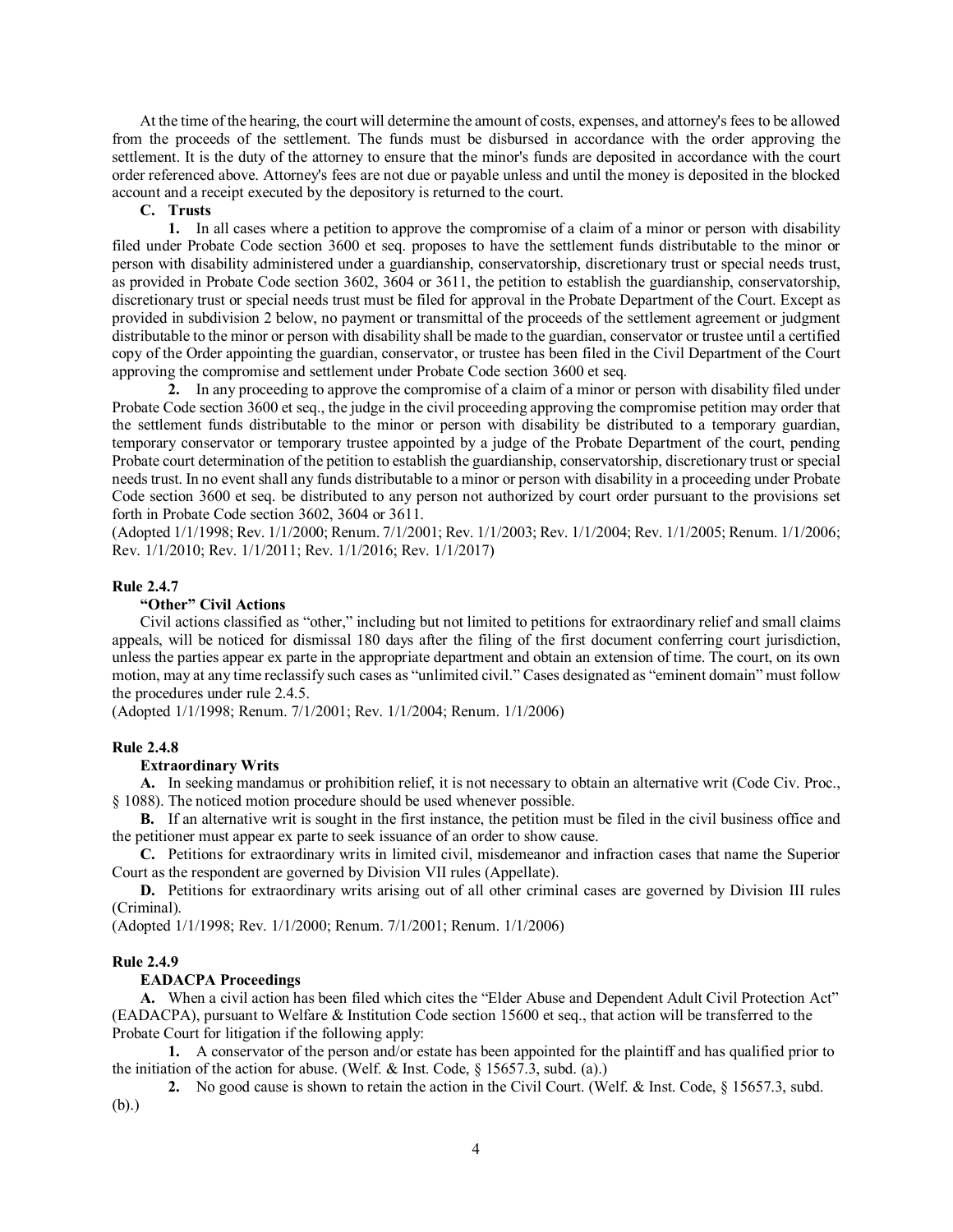At the time of the hearing, the court will determine the amount of costs, expenses, and attorney's fees to be allowed from the proceeds of the settlement. The funds must be disbursed in accordance with the order approving the settlement. It is the duty of the attorney to ensure that the minor's funds are deposited in accordance with the court order referenced above. Attorney's fees are not due or payable unless and until the money is deposited in the blocked account and a receipt executed by the depository is returned to the court.

**C. Trusts**

**1.** In all cases where a petition to approve the compromise of a claim of a minor or person with disability filed under Probate Code section 3600 et seq. proposes to have the settlement funds distributable to the minor or person with disability administered under a guardianship, conservatorship, discretionary trust or special needs trust, as provided in Probate Code section 3602, 3604 or 3611, the petition to establish the guardianship, conservatorship, discretionary trust or special needs trust must be filed for approval in the Probate Department of the Court. Except as provided in subdivision 2 below, no payment or transmittal of the proceeds of the settlement agreement or judgment distributable to the minor or person with disability shall be made to the guardian, conservator or trustee until a certified copy of the Order appointing the guardian, conservator, or trustee has been filed in the Civil Department of the Court approving the compromise and settlement under Probate Code section 3600 et seq.

**2.** In any proceeding to approve the compromise of a claim of a minor or person with disability filed under Probate Code section 3600 et seq., the judge in the civil proceeding approving the compromise petition may order that the settlement funds distributable to the minor or person with disability be distributed to a temporary guardian, temporary conservator or temporary trustee appointed by a judge of the Probate Department of the court, pending Probate court determination of the petition to establish the guardianship, conservatorship, discretionary trust or special needs trust. In no event shall any funds distributable to a minor or person with disability in a proceeding under Probate Code section 3600 et seq. be distributed to any person not authorized by court order pursuant to the provisions set forth in Probate Code section 3602, 3604 or 3611.

(Adopted 1/1/1998; Rev. 1/1/2000; Renum. 7/1/2001; Rev. 1/1/2003; Rev. 1/1/2004; Rev. 1/1/2005; Renum. 1/1/2006; Rev. 1/1/2010; Rev. 1/1/2011; Rev. 1/1/2016; Rev. 1/1/2017)

**Rule 2.4.7**

**"Other" Civil Actions**

Civil actions classified as "other," including but not limited to petitions for extraordinary relief and small claims appeals, will be noticed for dismissal 180 days after the filing of the first document conferring court jurisdiction, unless the parties appear ex parte in the appropriate department and obtain an extension of time. The court, on its own motion, may at any time reclassify such cases as "unlimited civil." Cases designated as "eminent domain" must follow the procedures under rule 2.4.5.

(Adopted 1/1/1998; Renum. 7/1/2001; Rev. 1/1/2004; Renum. 1/1/2006)

**Rule 2.4.8**

**Extraordinary Writs**

**A.** In seeking mandamus or prohibition relief, it is not necessary to obtain an alternative writ (Code Civ. Proc., § 1088). The noticed motion procedure should be used whenever possible.

**B.** If an alternative writ is sought in the first instance, the petition must be filed in the civil business office and the petitioner must appear ex parte to seek issuance of an order to show cause.

**C.** Petitions for extraordinary writs in limited civil, misdemeanor and infraction cases that name the Superior Court as the respondent are governed by Division VII rules (Appellate).

**D.** Petitions for extraordinary writs arising out of all other criminal cases are governed by Division III rules (Criminal).

(Adopted 1/1/1998; Rev. 1/1/2000; Renum. 7/1/2001; Renum. 1/1/2006)

**Rule 2.4.9**

**EADACPA Proceedings**

**A.** When a civil action has been filed which cites the "Elder Abuse and Dependent Adult Civil Protection Act" (EADACPA), pursuant to Welfare & Institution Code section 15600 et seq., that action will be transferred to the Probate Court for litigation if the following apply:

**1.** A conservator of the person and/or estate has been appointed for the plaintiff and has qualified prior to the initiation of the action for abuse. (Welf. & Inst. Code, § 15657.3, subd. (a).)

**2.** No good cause is shown to retain the action in the Civil Court. (Welf. & Inst. Code, § 15657.3, subd. (b).)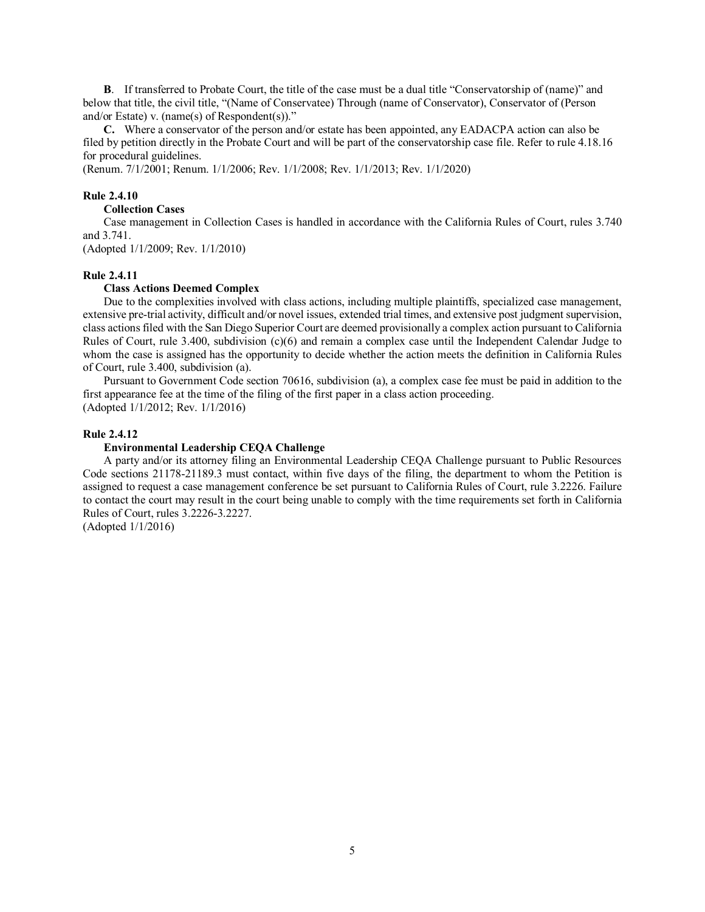**B**. If transferred to Probate Court, the title of the case must be a dual title "Conservatorship of (name)" and below that title, the civil title, "(Name of Conservatee) Through (name of Conservator), Conservator of (Person and/or Estate) v. (name(s) of Respondent(s))."

**C.** Where a conservator of the person and/or estate has been appointed, any EADACPA action can also be filed by petition directly in the Probate Court and will be part of the conservatorship case file. Refer to rule 4.18.16 for procedural guidelines.

(Renum. 7/1/2001; Renum. 1/1/2006; Rev. 1/1/2008; Rev. 1/1/2013; Rev. 1/1/2020)

**Rule 2.4.10**

**Collection Cases**

Case management in Collection Cases is handled in accordance with the California Rules of Court, rules 3.740 and 3.741.

(Adopted 1/1/2009; Rev. 1/1/2010)

**Rule 2.4.11**

**Class Actions Deemed Complex**

Due to the complexities involved with class actions, including multiple plaintiffs, specialized case management, extensive pre-trial activity, difficult and/or novel issues, extended trial times, and extensive post judgment supervision, class actions filed with the San Diego Superior Court are deemed provisionally a complex action pursuant to California Rules of Court, rule 3.400, subdivision (c)(6) and remain a complex case until the Independent Calendar Judge to whom the case is assigned has the opportunity to decide whether the action meets the definition in California Rules of Court, rule 3.400, subdivision (a).

Pursuant to Government Code section 70616, subdivision (a), a complex case fee must be paid in addition to the first appearance fee at the time of the filing of the first paper in a class action proceeding.

(Adopted 1/1/2012; Rev. 1/1/2016)

**Rule 2.4.12**

**Environmental Leadership CEQA Challenge**

A party and/or its attorney filing an Environmental Leadership CEQA Challenge pursuant to Public Resources Code sections 21178-21189.3 must contact, within five days of the filing, the department to whom the Petition is assigned to request a case management conference be set pursuant to California Rules of Court, rule 3.2226. Failure to contact the court may result in the court being unable to comply with the time requirements set forth in California Rules of Court, rules 3.2226-3.2227.

(Adopted 1/1/2016)